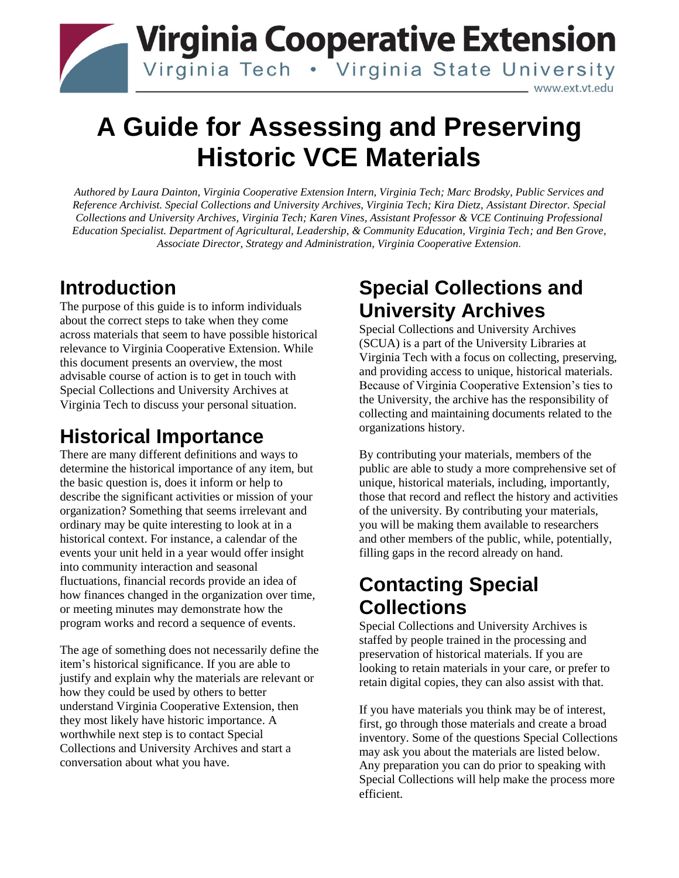# A Guide for Assessing and Preserving Historic VCE Materials

*Authored by Laura Dainton, Virginia Cooperative Extension Intern, Virginia Tech; Marc Brodsky, Public Services and Reference Archivist. Special Collections and University Archives, Virginia Tech; Kira Dietz, Assistant Director. Special Collections and University Archives, Virginia Tech; Karen Vines, Assistant Professor & VCE Continuing Professional Education Specialist. Department of Agricultural, Leadership, & Community Education, Virginia Tech; and Ben Grove, Associate Director, Strategy and Administration, Virginia Cooperative Extension.*

## Introduction

The purpose of this guide is to inform individuals about the correct steps to take when they come across materials that seem to have possible historical relevance to Virginia Cooperative Extension. While this document presents an overview, the most advisable course of action is to get in touch with Special Collections and University Archives at Virginia Tech to discuss your personal situation.

## Historical Importance

There are many different definitions and ways to determine the historical importance of any item, but the basic question is, does it inform or help to describe the significant activities or mission of your organization? Something that seems irrelevant and ordinary may be quite interesting to look at in a historical context. For instance, a calendar of the events your unit held in a year would offer insight into community interaction and seasonal fluctuations, financial records provide an idea of how finances changed in the organization over time, or meeting minutes may demonstrate how the program works and record a sequence of events.

The age of something does not necessarily define the item's historical significance. If you are able to justify and explain why the materials are relevant or how they could be used by others to better understand Virginia Cooperative Extension, then they most likely have historic importance. A worthwhile next step is to contact Special Collections and University Archives and start a conversation about what you have.

## Special Collections and University Archives

Special Collections and University Archives (SCUA) is a part of the University Libraries at Virginia Tech with a focus on collecting, preserving, and providing access to unique, historical materials. Because of Virginia Cooperative Extension's ties to the University, the archive has the responsibility of collecting and maintaining documents related to the organizations history.

By contributing your materials, members of the public are able to study a more comprehensive set of unique, historical materials, including, importantly, those that record and reflect the history and activities of the university. By contributing your materials, you will be making them available to researchers and other members of the public, while, potentially, filling gaps in the record already on hand.

## Contacting Special Collections

Special Collections and University Archives is staffed by people trained in the processing and preservation of historical materials. If you are looking to retain materials in your care, or prefer to retain digital copies, they can also assist with that.

If you have materials you think may be of interest, first, go through those materials and create a broad inventory. Some of the questions Special Collections may ask you about the materials are listed below. Any preparation you can do prior to speaking with Special Collections will help make the process more efficient.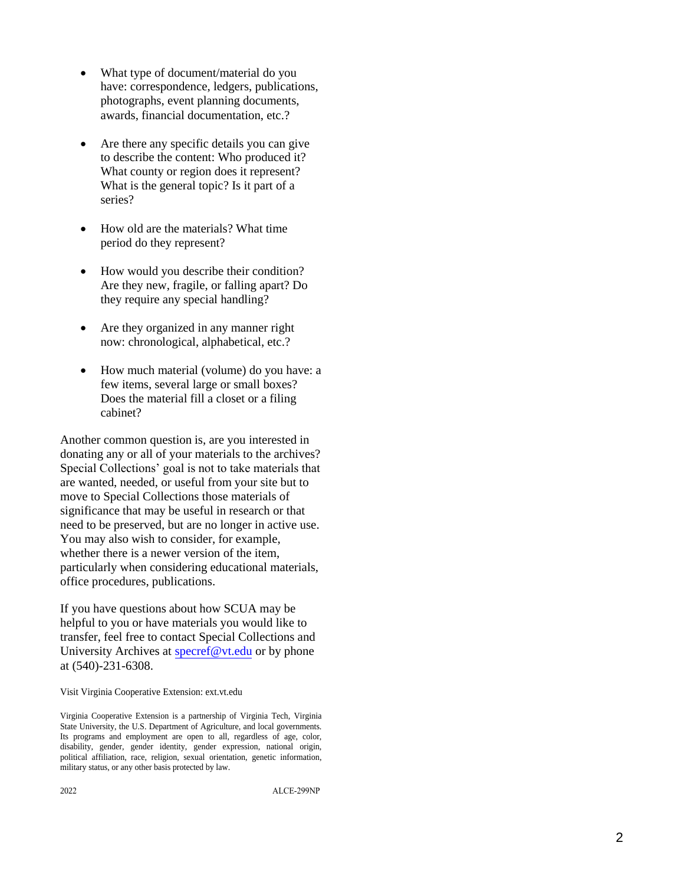- What type of document/material do you have: correspondence, ledgers, publications, photographs, event planning documents, awards, financial documentation, etc.?
- Are there any specific details you can give to describe the content: Who produced it? What county or region does it represent? What is the general topic? Is it part of a series?
- How old are the materials? What time period do they represent?
- How would you describe their condition? Are they new, fragile, or falling apart? Do they require any special handling?
- Are they organized in any manner right now: chronological, alphabetical, etc.?
- How much material (volume) do you have: a few items, several large or small boxes? Does the material fill a closet or a filing cabinet?

Another common question is, are you interested in donating any or all of your materials to the archives? Special Collections' goal is not to take materials that are wanted, needed, or useful from your site but to move to Special Collections those materials of significance that may be useful in research or that need to be preserved, but are no longer in active use. You may also wish to consider, for example, whether there is a newer version of the item, particularly when considering educational materials, office procedures, publications.

If you have questions about how SCUA may be helpful to you or have materials you would like to transfer, feel free to contact Special Collections and University Archives at specref@vt.edu or by phone at (540)-231-6308.

Visit Virginia Cooperative Extension: ext.vt.edu

Virginia Cooperative Extension is a partnership of Virginia Tech, Virginia State University, the U.S. Department of Agriculture, and local governments. Its programs and employment are open to all, regardless of age, color, disability, gender, gender identity, gender expression, national origin, political affiliation, race, religion, sexual orientation, genetic information, military status, or any other basis protected by law.

2022 ALCE-299NP